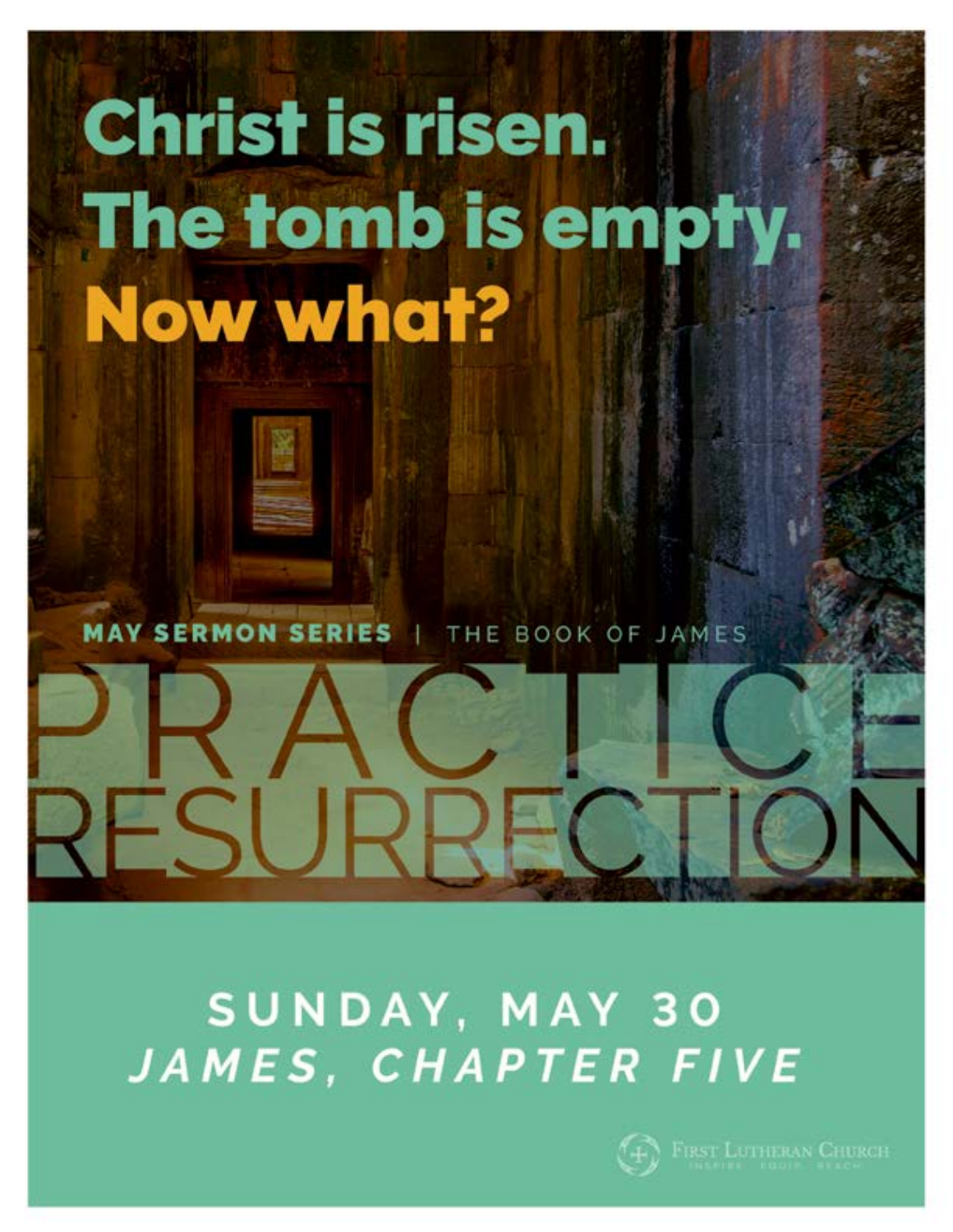# Christ is risen. The tomb is empty. Now what?

**MAY SERMON SERIES** | THE BOOK OF JAMES

# PRACTICE RESURRECTION

## SUNDAY, MAY 30

## *JAMES, CHAPTER FIVE*

First Lutheran Church
INSPIRE · EQUIP · REACH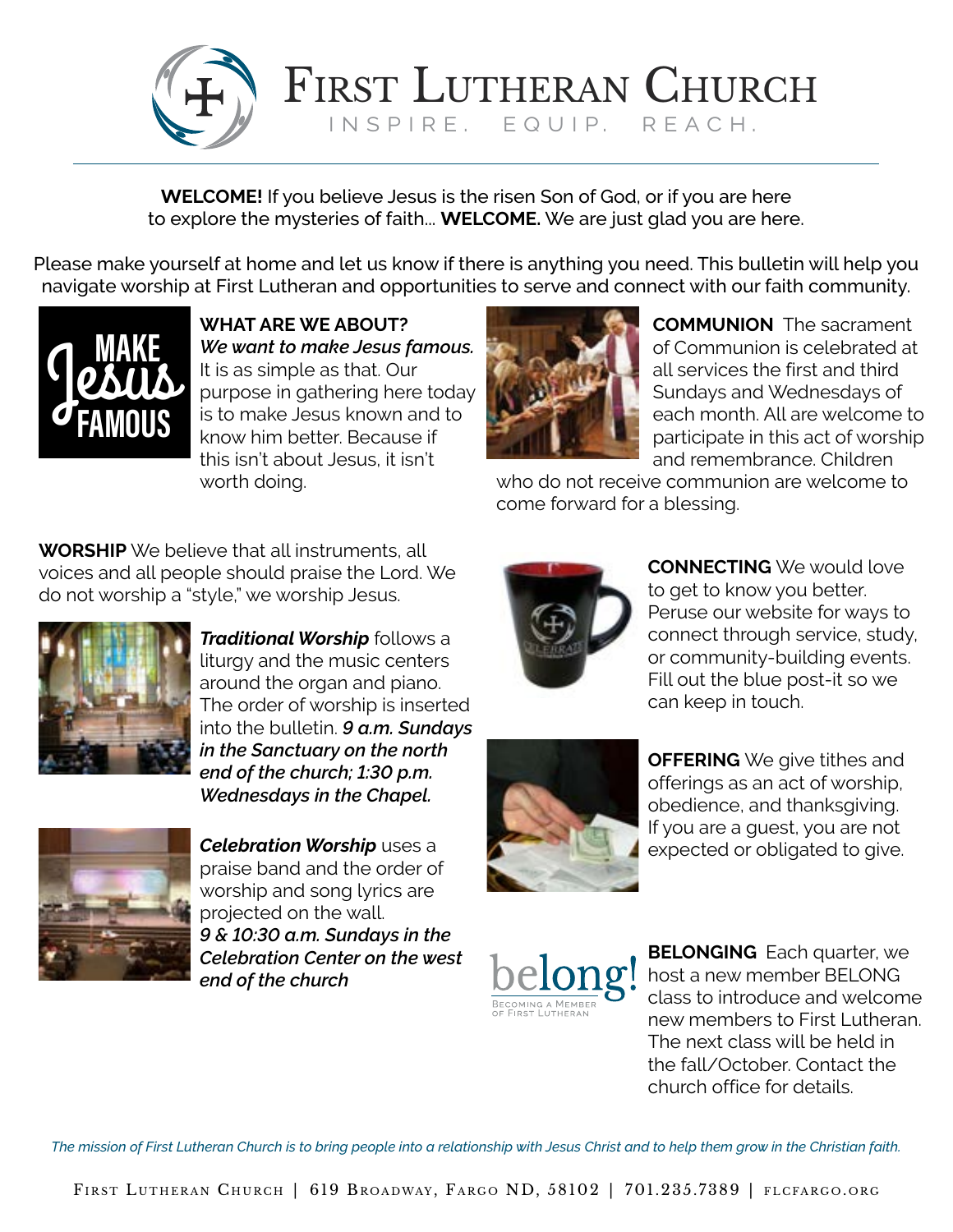# FIRST LUTHERAN CHURCH

INSPIRE. EQUIP. REACH.

**WELCOME!** If you believe Jesus is the risen Son of God, or if you are here to explore the mysteries of faith... **WELCOME.** We are just glad you are here.

Please make yourself at home and let us know if there is anything you need. This bulletin will help you navigate worship at First Lutheran and opportunities to serve and connect with our faith community.

**WHAT ARE WE ABOUT?**
***We want to make Jesus famous.*** It is as simple as that. Our purpose in gathering here today is to make Jesus known and to know him better. Because if this isn't about Jesus, it isn't worth doing.

**WORSHIP** We believe that all instruments, all voices and all people should praise the Lord. We do not worship a "style," we worship Jesus.

***Traditional Worship*** follows a liturgy and the music centers around the organ and piano. The order of worship is inserted into the bulletin. ***9 a.m. Sundays in the Sanctuary on the north end of the church; 1:30 p.m. Wednesdays in the Chapel.***

***Celebration Worship*** uses a praise band and the order of worship and song lyrics are projected on the wall. ***9 & 10:30 a.m. Sundays in the Celebration Center on the west end of the church***

**COMMUNION** The sacrament of Communion is celebrated at all services the first and third Sundays and Wednesdays of each month. All are welcome to participate in this act of worship and remembrance. Children who do not receive communion are welcome to come forward for a blessing.

**CONNECTING** We would love to get to know you better. Peruse our website for ways to connect through service, study, or community-building events. Fill out the blue post-it so we can keep in touch.

**OFFERING** We give tithes and offerings as an act of worship, obedience, and thanksgiving. If you are a guest, you are not expected or obligated to give.

**BELONGING** Each quarter, we host a new member BELONG class to introduce and welcome new members to First Lutheran. The next class will be held in the fall/October. Contact the church office for details.

*The mission of First Lutheran Church is to bring people into a relationship with Jesus Christ and to help them grow in the Christian faith.*

FIRST LUTHERAN CHURCH | 619 BROADWAY, FARGO ND, 58102 | 701.235.7389 | FLCFARGO.ORG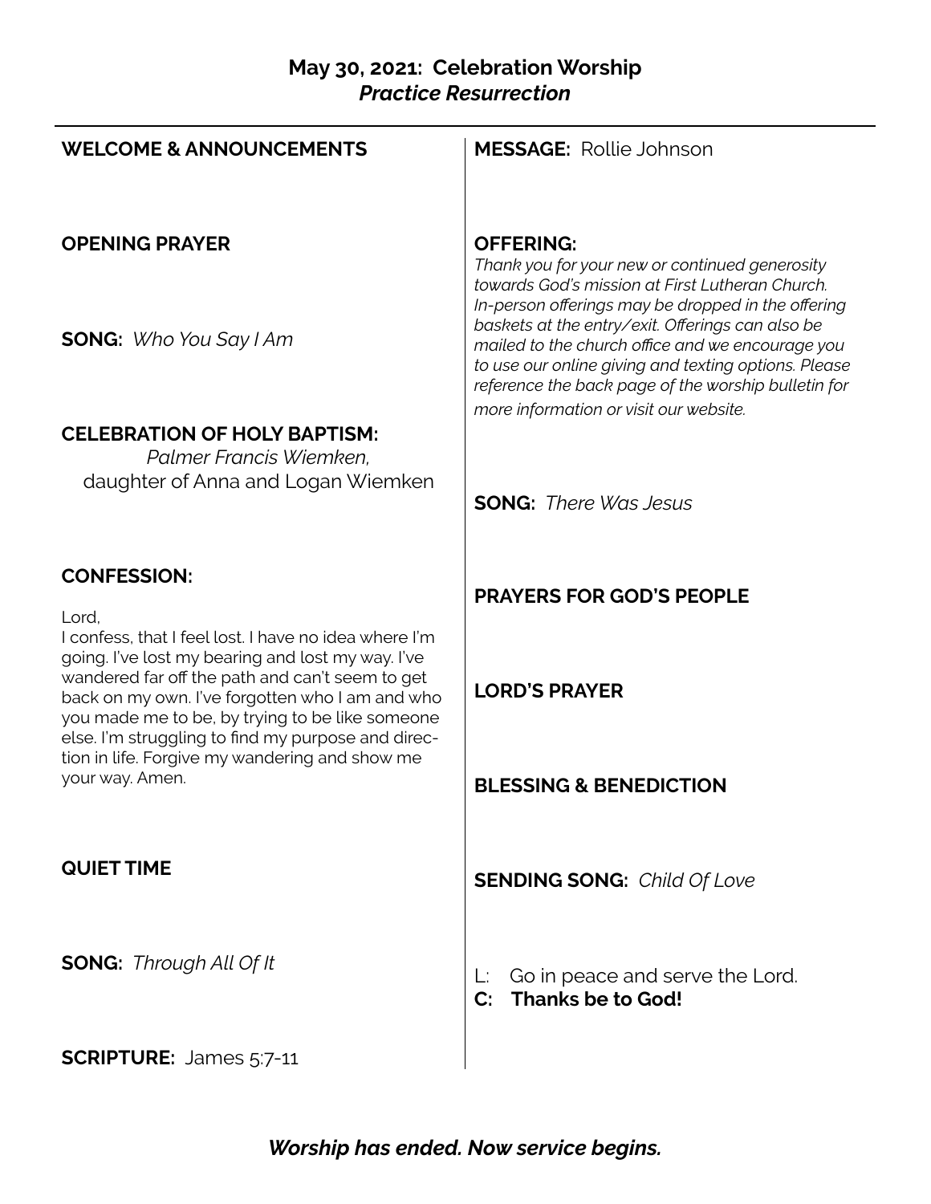## May 30, 2021: Celebration Worship
### *Practice Resurrection*

**WELCOME & ANNOUNCEMENTS**

**OPENING PRAYER**

**SONG:** *Who You Say I Am*

**CELEBRATION OF HOLY BAPTISM:**
*Palmer Francis Wiemken,*
daughter of Anna and Logan Wiemken

**CONFESSION:**

Lord,
I confess, that I feel lost. I have no idea where I'm going. I've lost my bearing and lost my way. I've wandered far off the path and can't seem to get back on my own. I've forgotten who I am and who you made me to be, by trying to be like someone else. I'm struggling to find my purpose and direction in life. Forgive my wandering and show me your way. Amen.

**QUIET TIME**

**SONG:** *Through All Of It*

**SCRIPTURE:** James 5:7-11

**MESSAGE:** Rollie Johnson

**OFFERING:**
*Thank you for your new or continued generosity towards God's mission at First Lutheran Church. In-person offerings may be dropped in the offering baskets at the entry/exit. Offerings can also be mailed to the church office and we encourage you to use our online giving and texting options. Please reference the back page of the worship bulletin for more information or visit our website.*

**SONG:** *There Was Jesus*

**PRAYERS FOR GOD'S PEOPLE**

**LORD'S PRAYER**

**BLESSING & BENEDICTION**

**SENDING SONG:** *Child Of Love*

L: Go in peace and serve the Lord.
**C: Thanks be to God!**

***Worship has ended. Now service begins.***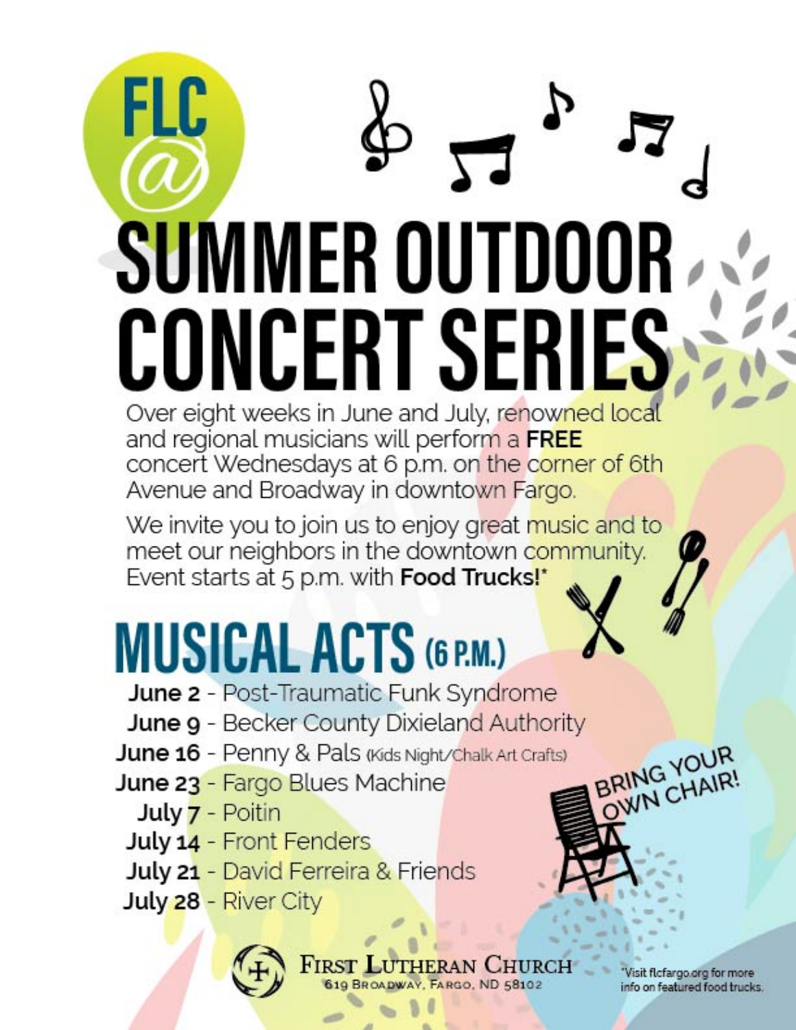# FLC @ SUMMER OUTDOOR CONCERT SERIES

Over eight weeks in June and July, renowned local and regional musicians will perform a **FREE** concert Wednesdays at 6 p.m. on the corner of 6th Avenue and Broadway in downtown Fargo.

We invite you to join us to enjoy great music and to meet our neighbors in the downtown community. Event starts at 5 p.m. with **Food Trucks!***

## MUSICAL ACTS (6 P.M.)

- **June 2** - Post-Traumatic Funk Syndrome
- **June 9** - Becker County Dixieland Authority
- **June 16** - Penny & Pals (Kids Night/Chalk Art Crafts)
- **June 23** - Fargo Blues Machine
- **July 7** - Poitin
- **July 14** - Front Fenders
- **July 21** - David Ferreira & Friends
- **July 28** - River City

BRING YOUR OWN CHAIR!

FIRST LUTHERAN CHURCH
619 Broadway, Fargo, ND 58102

*Visit flcfargo.org for more info on featured food trucks.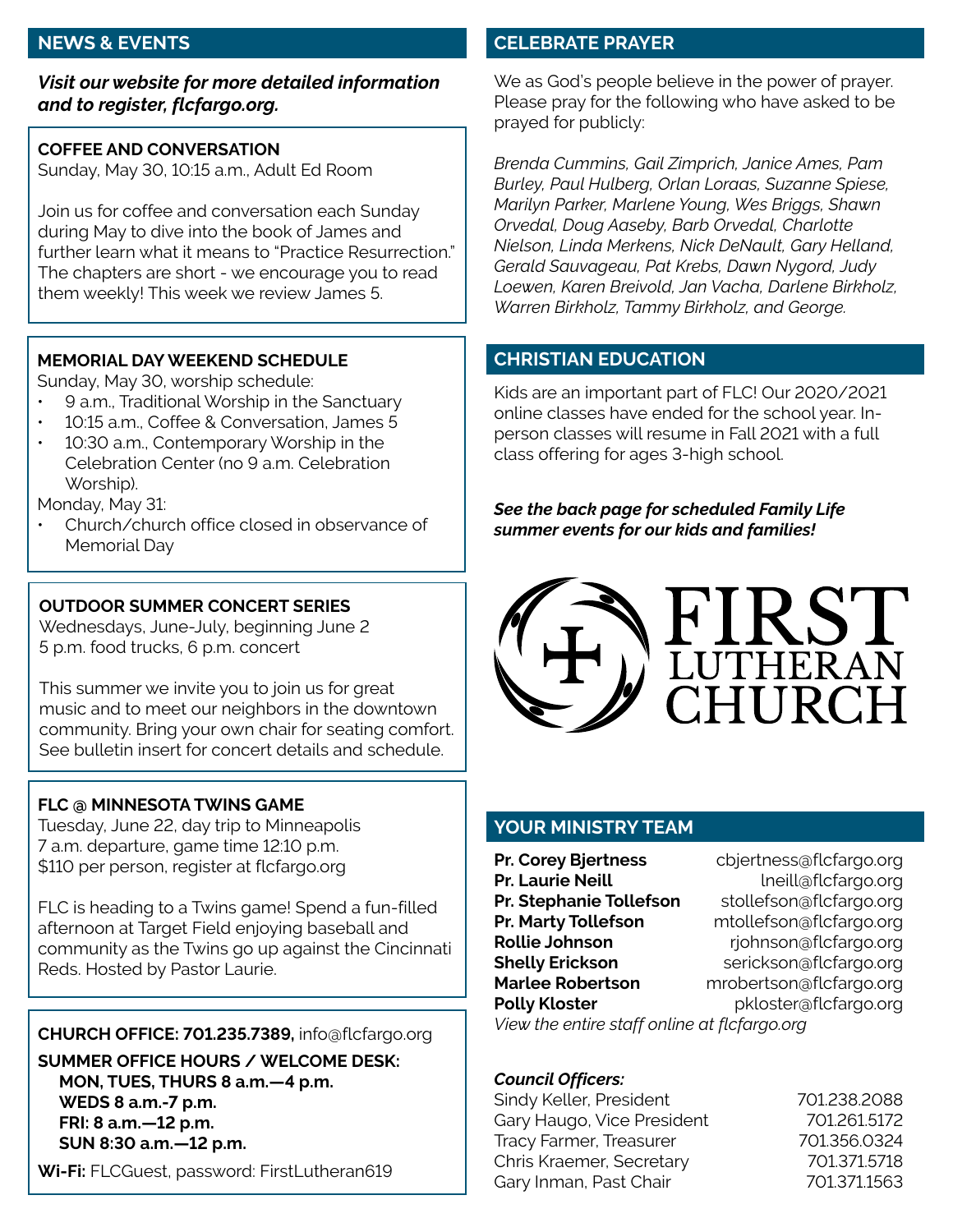## NEWS & EVENTS

***Visit our website for more detailed information and to register, flcfargo.org.***

**COFFEE AND CONVERSATION**
Sunday, May 30, 10:15 a.m., Adult Ed Room

Join us for coffee and conversation each Sunday during May to dive into the book of James and further learn what it means to "Practice Resurrection." The chapters are short - we encourage you to read them weekly! This week we review James 5.

**MEMORIAL DAY WEEKEND SCHEDULE**
Sunday, May 30, worship schedule:

- 9 a.m., Traditional Worship in the Sanctuary
- 10:15 a.m., Coffee & Conversation, James 5
- 10:30 a.m., Contemporary Worship in the Celebration Center (no 9 a.m. Celebration Worship).

Monday, May 31:

- Church/church office closed in observance of Memorial Day

**OUTDOOR SUMMER CONCERT SERIES**
Wednesdays, June-July, beginning June 2
5 p.m. food trucks, 6 p.m. concert

This summer we invite you to join us for great music and to meet our neighbors in the downtown community. Bring your own chair for seating comfort. See bulletin insert for concert details and schedule.

**FLC @ MINNESOTA TWINS GAME**
Tuesday, June 22, day trip to Minneapolis
7 a.m. departure, game time 12:10 p.m.
$110 per person, register at flcfargo.org

FLC is heading to a Twins game! Spend a fun-filled afternoon at Target Field enjoying baseball and community as the Twins go up against the Cincinnati Reds. Hosted by Pastor Laurie.

**CHURCH OFFICE: 701.235.7389,** info@flcfargo.org

**SUMMER OFFICE HOURS / WELCOME DESK:**
**MON, TUES, THURS 8 a.m.—4 p.m.**
**WEDS 8 a.m.-7 p.m.**
**FRI: 8 a.m.—12 p.m.**
**SUN 8:30 a.m.—12 p.m.**

**Wi-Fi:** FLCGuest, password: FirstLutheran619

## CELEBRATE PRAYER

We as God's people believe in the power of prayer. Please pray for the following who have asked to be prayed for publicly:

*Brenda Cummins, Gail Zimprich, Janice Ames, Pam Burley, Paul Hulberg, Orlan Loraas, Suzanne Spiese, Marilyn Parker, Marlene Young, Wes Briggs, Shawn Orvedal, Doug Aaseby, Barb Orvedal, Charlotte Nielson, Linda Merkens, Nick DeNault, Gary Helland, Gerald Sauvageau, Pat Krebs, Dawn Nygord, Judy Loewen, Karen Breivold, Jan Vacha, Darlene Birkholz, Warren Birkholz, Tammy Birkholz, and George.*

## CHRISTIAN EDUCATION

Kids are an important part of FLC! Our 2020/2021 online classes have ended for the school year. In-person classes will resume in Fall 2021 with a full class offering for ages 3-high school.

***See the back page for scheduled Family Life summer events for our kids and families!***

FIRST LUTHERAN CHURCH

## YOUR MINISTRY TEAM

| | |
|---|---|
| **Pr. Corey Bjertness** | cbjertness@flcfargo.org |
| **Pr. Laurie Neill** | lneill@flcfargo.org |
| **Pr. Stephanie Tollefson** | stollefson@flcfargo.org |
| **Pr. Marty Tollefson** | mtollefson@flcfargo.org |
| **Rollie Johnson** | rjohnson@flcfargo.org |
| **Shelly Erickson** | serickson@flcfargo.org |
| **Marlee Robertson** | mrobertson@flcfargo.org |
| **Polly Kloster** | pkloster@flcfargo.org |

*View the entire staff online at flcfargo.org*

***Council Officers:***

| | |
|---|---|
| Sindy Keller, President | 701.238.2088 |
| Gary Haugo, Vice President | 701.261.5172 |
| Tracy Farmer, Treasurer | 701.356.0324 |
| Chris Kraemer, Secretary | 701.371.5718 |
| Gary Inman, Past Chair | 701.371.1563 |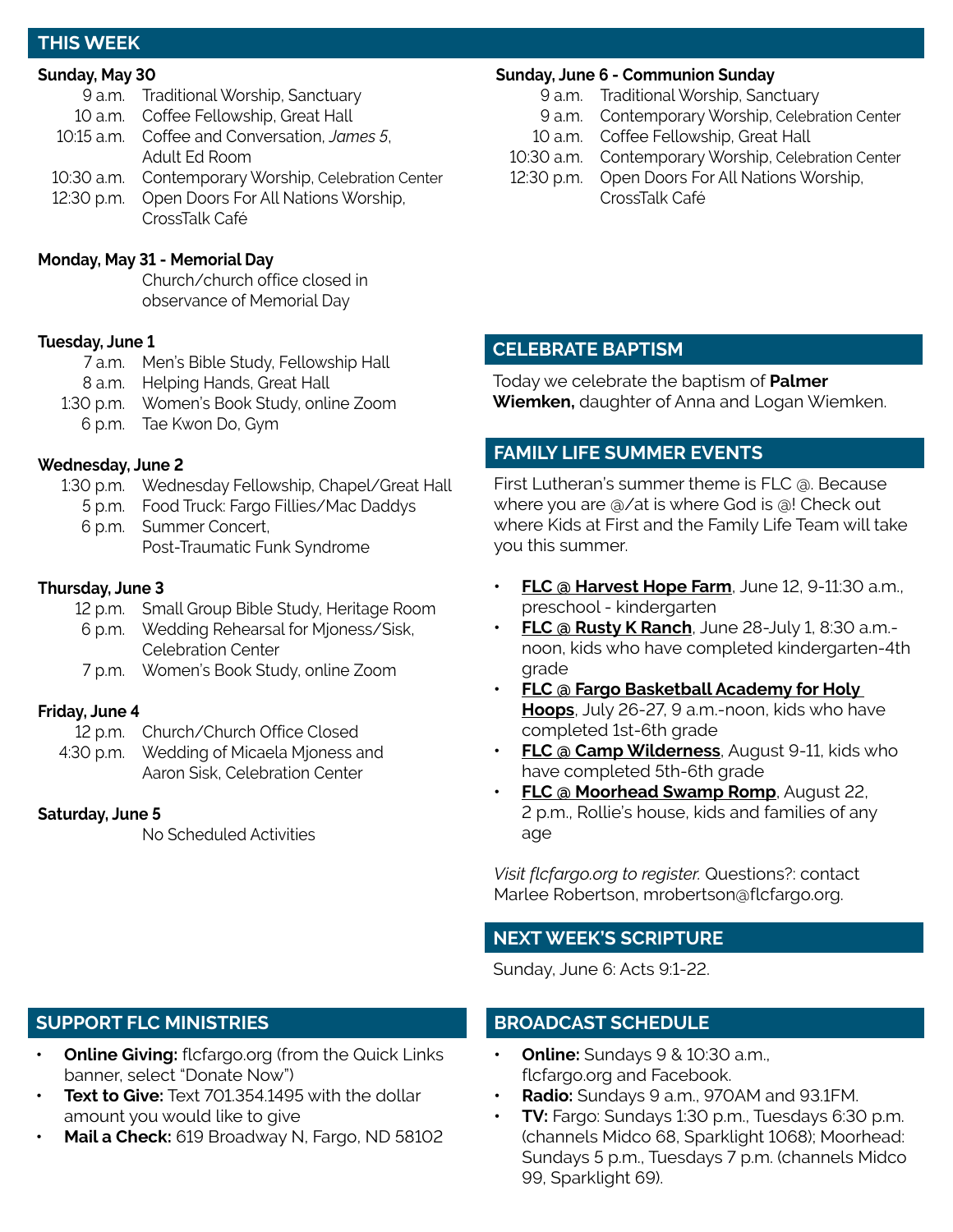## THIS WEEK

**Sunday, May 30**

- 9 a.m. Traditional Worship, Sanctuary
- 10 a.m. Coffee Fellowship, Great Hall
- 10:15 a.m. Coffee and Conversation, *James 5*, Adult Ed Room
- 10:30 a.m. Contemporary Worship, Celebration Center
- 12:30 p.m. Open Doors For All Nations Worship, CrossTalk Café

**Monday, May 31 - Memorial Day**

Church/church office closed in observance of Memorial Day

**Tuesday, June 1**

- 7 a.m. Men's Bible Study, Fellowship Hall
- 8 a.m. Helping Hands, Great Hall
- 1:30 p.m. Women's Book Study, online Zoom
- 6 p.m. Tae Kwon Do, Gym

**Wednesday, June 2**

- 1:30 p.m. Wednesday Fellowship, Chapel/Great Hall
- 5 p.m. Food Truck: Fargo Fillies/Mac Daddys
- 6 p.m. Summer Concert, Post-Traumatic Funk Syndrome

**Thursday, June 3**

- 12 p.m. Small Group Bible Study, Heritage Room
- 6 p.m. Wedding Rehearsal for Mjoness/Sisk, Celebration Center
- 7 p.m. Women's Book Study, online Zoom

**Friday, June 4**

- 12 p.m. Church/Church Office Closed
- 4:30 p.m. Wedding of Micaela Mjoness and Aaron Sisk, Celebration Center

**Saturday, June 5**

No Scheduled Activities

**Sunday, June 6 - Communion Sunday**

- 9 a.m. Traditional Worship, Sanctuary
- 9 a.m. Contemporary Worship, Celebration Center
- 10 a.m. Coffee Fellowship, Great Hall
- 10:30 a.m. Contemporary Worship, Celebration Center
- 12:30 p.m. Open Doors For All Nations Worship, CrossTalk Café

## CELEBRATE BAPTISM

Today we celebrate the baptism of **Palmer Wiemken,** daughter of Anna and Logan Wiemken.

## FAMILY LIFE SUMMER EVENTS

First Lutheran's summer theme is FLC @. Because where you are @/at is where God is @! Check out where Kids at First and the Family Life Team will take you this summer.

- **FLC @ Harvest Hope Farm**, June 12, 9-11:30 a.m., preschool - kindergarten
- **FLC @ Rusty K Ranch**, June 28-July 1, 8:30 a.m.-noon, kids who have completed kindergarten-4th grade
- **FLC @ Fargo Basketball Academy for Holy Hoops**, July 26-27, 9 a.m.-noon, kids who have completed 1st-6th grade
- **FLC @ Camp Wilderness**, August 9-11, kids who have completed 5th-6th grade
- **FLC @ Moorhead Swamp Romp**, August 22, 2 p.m., Rollie's house, kids and families of any age

*Visit flcfargo.org to register.* Questions?: contact Marlee Robertson, mrobertson@flcfargo.org.

## NEXT WEEK'S SCRIPTURE

Sunday, June 6: Acts 9:1-22.

## SUPPORT FLC MINISTRIES

- **Online Giving:** flcfargo.org (from the Quick Links banner, select "Donate Now")
- **Text to Give:** Text 701.354.1495 with the dollar amount you would like to give
- **Mail a Check:** 619 Broadway N, Fargo, ND 58102

## BROADCAST SCHEDULE

- **Online:** Sundays 9 & 10:30 a.m., flcfargo.org and Facebook.
- **Radio:** Sundays 9 a.m., 970AM and 93.1FM.
- **TV:** Fargo: Sundays 1:30 p.m., Tuesdays 6:30 p.m. (channels Midco 68, Sparklight 1068); Moorhead: Sundays 5 p.m., Tuesdays 7 p.m. (channels Midco 99, Sparklight 69).